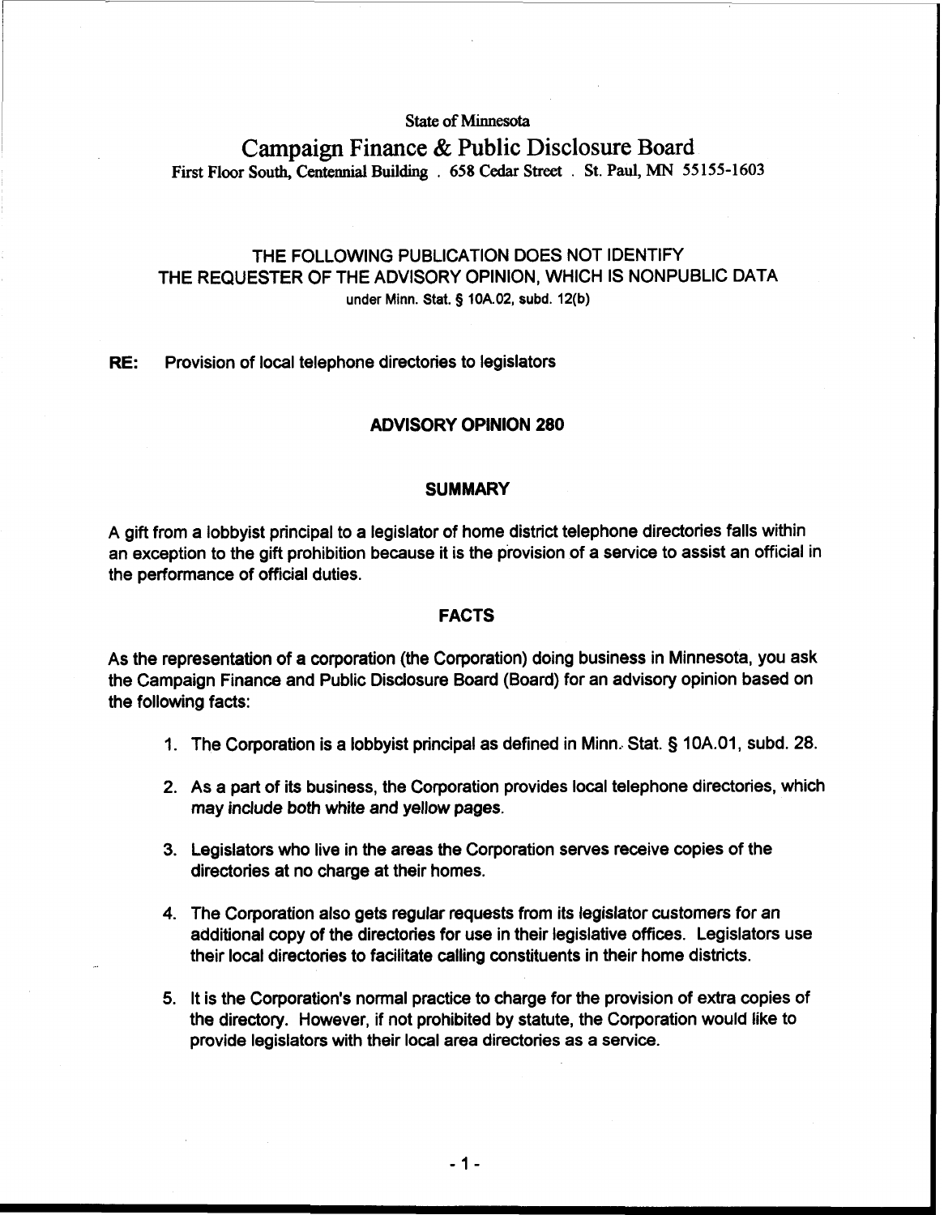State of Minnesota

# Campaign Finance & Public Disclosure Board

First Floor South, Centennial Building . 658 Cedar Street . St. Paul, MN 55155-1603

THE FOLLOWING PUBLICATION DOES NOT IDENTIFY THE REQUESTER OF THE ADVISORY OPINION, WHICH IS NONPUBLIC DATA under Minn. Stat. § 10A.02, subd. 12(b)

**RE:** Provision of local telephone directories to legislators

## ADVISORY OPINION 280

### SUMMARY

A gift from a lobbyist principal to a legislator of home district telephone directories falls within an exception to the gift prohibition because it is the provision of a service to assist an official in the performance of official duties.

### FACTS

As the representation of a corporation (the Corporation) doing business in Minnesota, you ask the Campaign Finance and Public Disclosure Board (Board) for an advisory opinion based on the following facts:

1. The Corporation is a lobbyist principal as defined in Minn. Stat. § 10A.01, subd. 28.
2. As a part of its business, the Corporation provides local telephone directories, which may include both white and yellow pages.
3. Legislators who live in the areas the Corporation serves receive copies of the directories at no charge at their homes.
4. The Corporation also gets regular requests from its legislator customers for an additional copy of the directories for use in their legislative offices. Legislators use their local directories to facilitate calling constituents in their home districts.
5. It is the Corporation's normal practice to charge for the provision of extra copies of the directory. However, if not prohibited by statute, the Corporation would like to provide legislators with their local area directories as a service.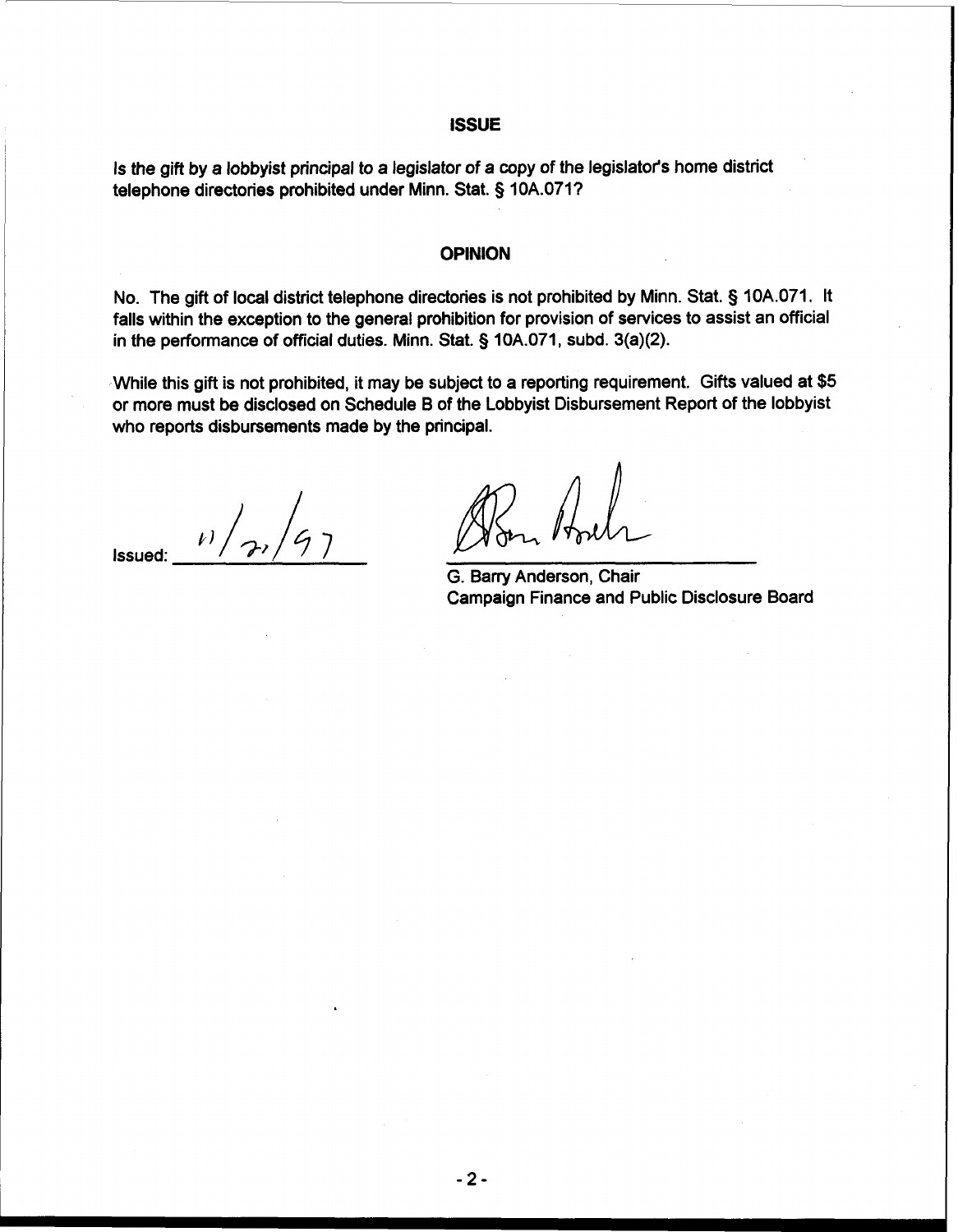## ISSUE

Is the gift by a lobbyist principal to a legislator of a copy of the legislator's home district telephone directories prohibited under Minn. Stat. § 10A.071?

## OPINION

No. The gift of local district telephone directories is not prohibited by Minn. Stat. § 10A.071. It falls within the exception to the general prohibition for provision of services to assist an official in the performance of official duties. Minn. Stat. § 10A.071, subd. 3(a)(2).

While this gift is not prohibited, it may be subject to a reporting requirement. Gifts valued at $5 or more must be disclosed on Schedule B of the Lobbyist Disbursement Report of the lobbyist who reports disbursements made by the principal.

Issued: 11/21/97

G. Barry Anderson, Chair
Campaign Finance and Public Disclosure Board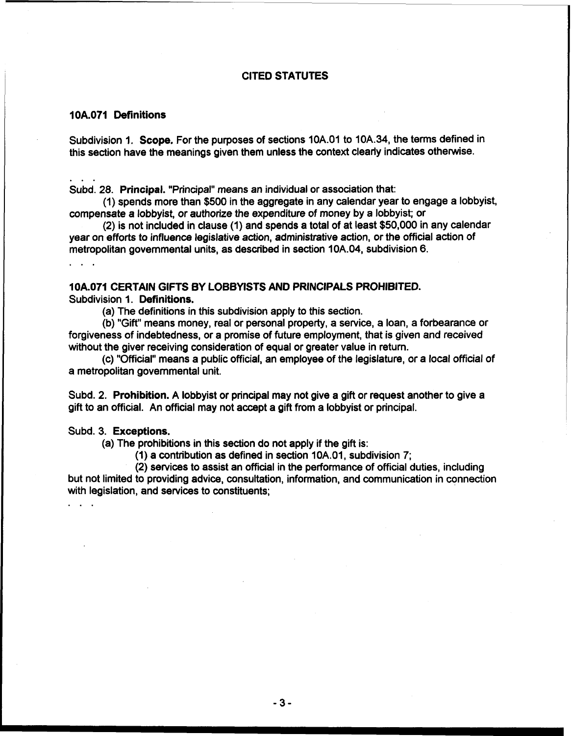## CITED STATUTES

### 10A.071 Definitions

Subdivision 1. **Scope.** For the purposes of sections 10A.01 to 10A.34, the terms defined in this section have the meanings given them unless the context clearly indicates otherwise.

. . .

Subd. 28. **Principal.** "Principal" means an individual or association that:

(1) spends more than $500 in the aggregate in any calendar year to engage a lobbyist, compensate a lobbyist, or authorize the expenditure of money by a lobbyist; or

(2) is not included in clause (1) and spends a total of at least $50,000 in any calendar year on efforts to influence legislative action, administrative action, or the official action of metropolitan governmental units, as described in section 10A.04, subdivision 6.

. . .

### 10A.071 CERTAIN GIFTS BY LOBBYISTS AND PRINCIPALS PROHIBITED.

Subdivision 1. **Definitions.**

(a) The definitions in this subdivision apply to this section.

(b) "Gift" means money, real or personal property, a service, a loan, a forbearance or forgiveness of indebtedness, or a promise of future employment, that is given and received without the giver receiving consideration of equal or greater value in return.

(c) "Official" means a public official, an employee of the legislature, or a local official of a metropolitan governmental unit.

Subd. 2. **Prohibition.** A lobbyist or principal may not give a gift or request another to give a gift to an official. An official may not accept a gift from a lobbyist or principal.

Subd. 3. **Exceptions.**

(a) The prohibitions in this section do not apply if the gift is:

(1) a contribution as defined in section 10A.01, subdivision 7;

(2) services to assist an official in the performance of official duties, including but not limited to providing advice, consultation, information, and communication in connection with legislation, and services to constituents;

. . .